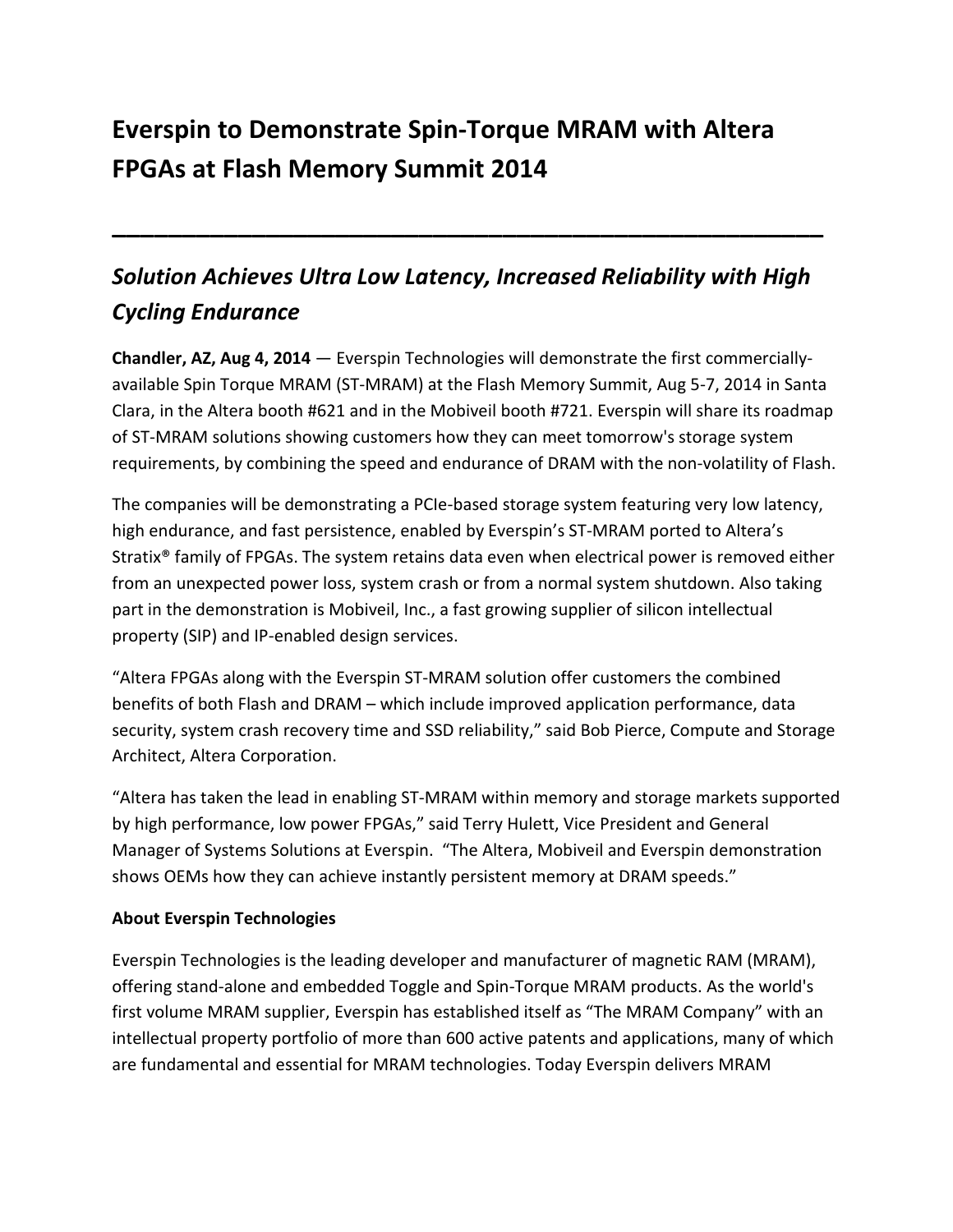# Everspin to Demonstrate Spin-Torque MRAM with Altera FPGAs at Flash Memory Summit 2014

---

## *Solution Achieves Ultra Low Latency, Increased Reliability with High Cycling Endurance*

**Chandler, AZ, Aug 4, 2014** — Everspin Technologies will demonstrate the first commercially-available Spin Torque MRAM (ST-MRAM) at the Flash Memory Summit, Aug 5-7, 2014 in Santa Clara, in the Altera booth #621 and in the Mobiveil booth #721. Everspin will share its roadmap of ST-MRAM solutions showing customers how they can meet tomorrow's storage system requirements, by combining the speed and endurance of DRAM with the non-volatility of Flash.

The companies will be demonstrating a PCIe-based storage system featuring very low latency, high endurance, and fast persistence, enabled by Everspin's ST-MRAM ported to Altera's Stratix® family of FPGAs. The system retains data even when electrical power is removed either from an unexpected power loss, system crash or from a normal system shutdown. Also taking part in the demonstration is Mobiveil, Inc., a fast growing supplier of silicon intellectual property (SIP) and IP-enabled design services.

"Altera FPGAs along with the Everspin ST-MRAM solution offer customers the combined benefits of both Flash and DRAM – which include improved application performance, data security, system crash recovery time and SSD reliability," said Bob Pierce, Compute and Storage Architect, Altera Corporation.

"Altera has taken the lead in enabling ST-MRAM within memory and storage markets supported by high performance, low power FPGAs," said Terry Hulett, Vice President and General Manager of Systems Solutions at Everspin. "The Altera, Mobiveil and Everspin demonstration shows OEMs how they can achieve instantly persistent memory at DRAM speeds."

**About Everspin Technologies**

Everspin Technologies is the leading developer and manufacturer of magnetic RAM (MRAM), offering stand-alone and embedded Toggle and Spin-Torque MRAM products. As the world's first volume MRAM supplier, Everspin has established itself as "The MRAM Company" with an intellectual property portfolio of more than 600 active patents and applications, many of which are fundamental and essential for MRAM technologies. Today Everspin delivers MRAM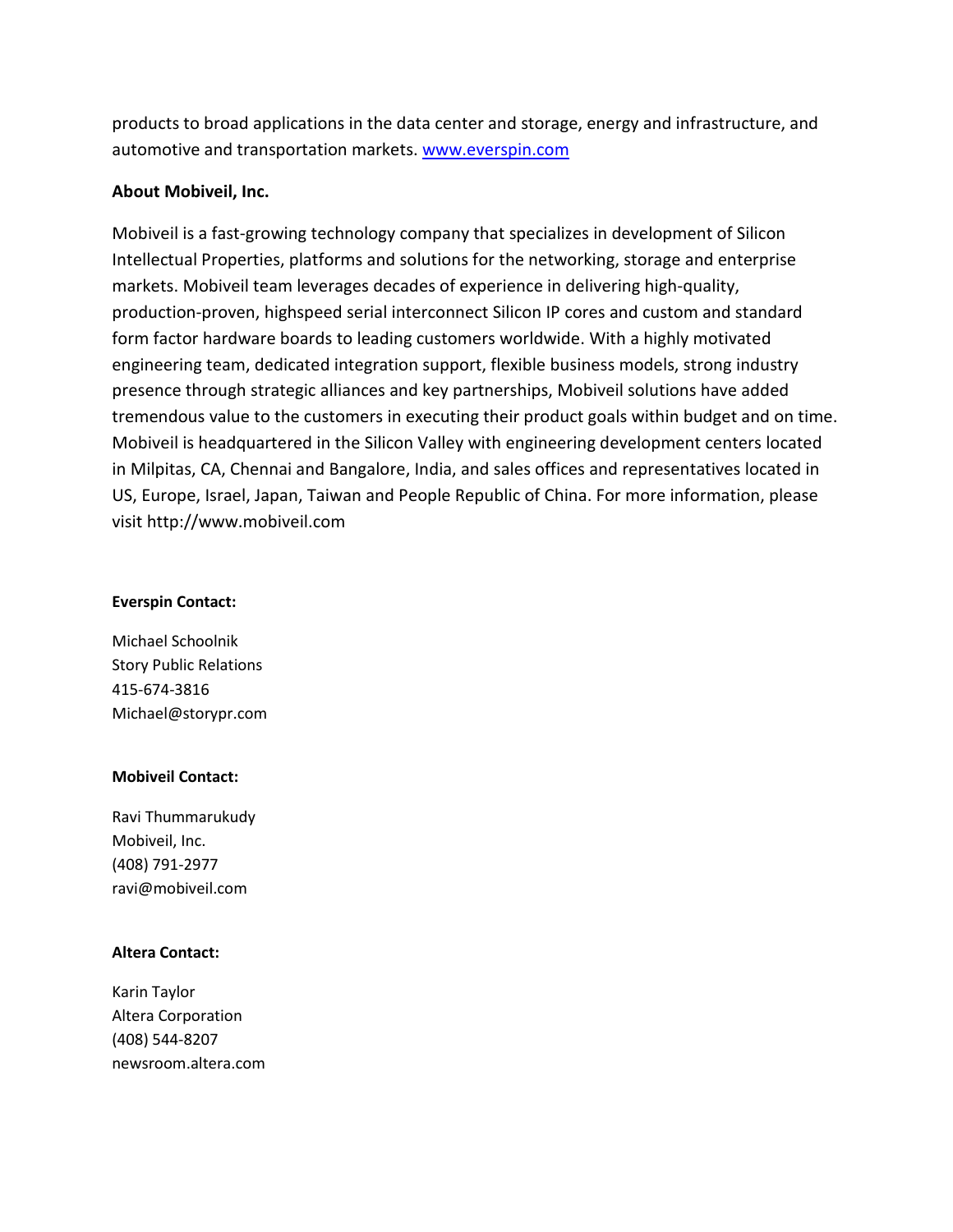products to broad applications in the data center and storage, energy and infrastructure, and automotive and transportation markets. [www.everspin.com](http://www.everspin.com)

**About Mobiveil, Inc.**

Mobiveil is a fast-growing technology company that specializes in development of Silicon Intellectual Properties, platforms and solutions for the networking, storage and enterprise markets. Mobiveil team leverages decades of experience in delivering high-quality, production-proven, highspeed serial interconnect Silicon IP cores and custom and standard form factor hardware boards to leading customers worldwide. With a highly motivated engineering team, dedicated integration support, flexible business models, strong industry presence through strategic alliances and key partnerships, Mobiveil solutions have added tremendous value to the customers in executing their product goals within budget and on time. Mobiveil is headquartered in the Silicon Valley with engineering development centers located in Milpitas, CA, Chennai and Bangalore, India, and sales offices and representatives located in US, Europe, Israel, Japan, Taiwan and People Republic of China. For more information, please visit http://www.mobiveil.com

**Everspin Contact:**

Michael Schoolnik
Story Public Relations
415-674-3816
Michael@storypr.com

**Mobiveil Contact:**

Ravi Thummarukudy
Mobiveil, Inc.
(408) 791-2977
ravi@mobiveil.com

**Altera Contact:**

Karin Taylor
Altera Corporation
(408) 544-8207
newsroom.altera.com